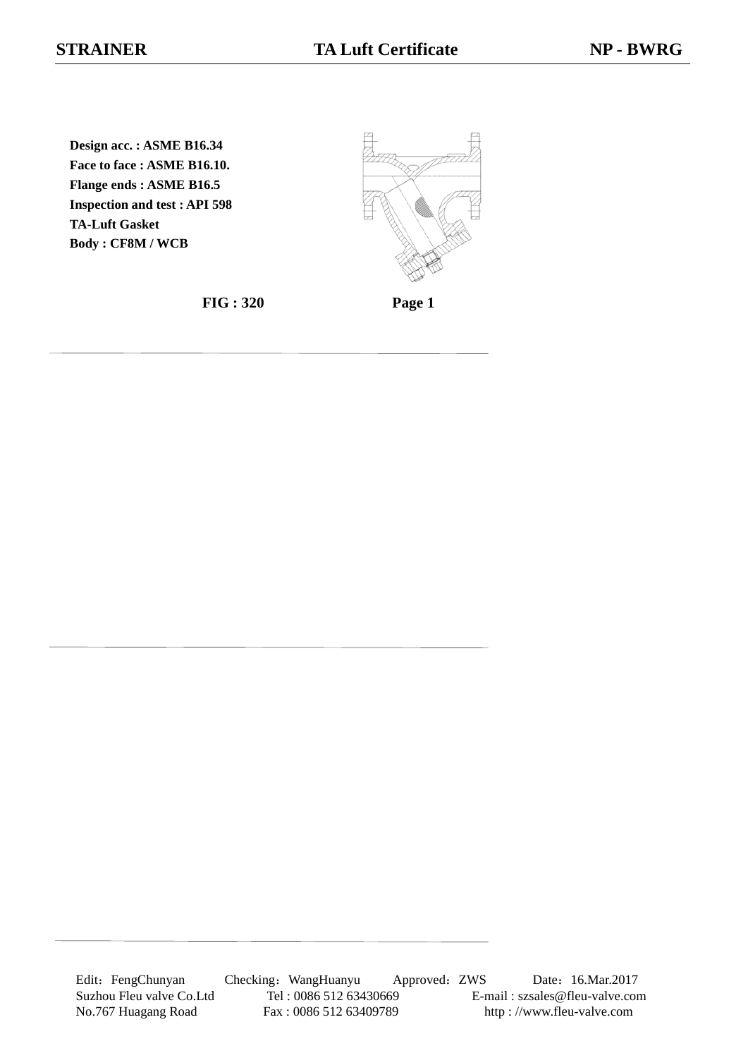STRAINER　　TA Luft Certificate　　NP - BWRG

**Design acc. : ASME B16.34**
**Face to face : ASME B16.10.**
**Flange ends : ASME B16.5**
**Inspection and test : API 598**
**TA-Luft Gasket**
**Body : CF8M / WCB**

**FIG : 320**　　**Page 1**

Edit：FengChunyan　Checking：WangHuanyu　Approved：ZWS　Date：16.Mar.2017

Suzhou Fleu valve Co.Ltd　Tel : 0086 512 63430669　E-mail : szsales@fleu-valve.com

No.767 Huagang Road　Fax : 0086 512 63409789　http : //www.fleu-valve.com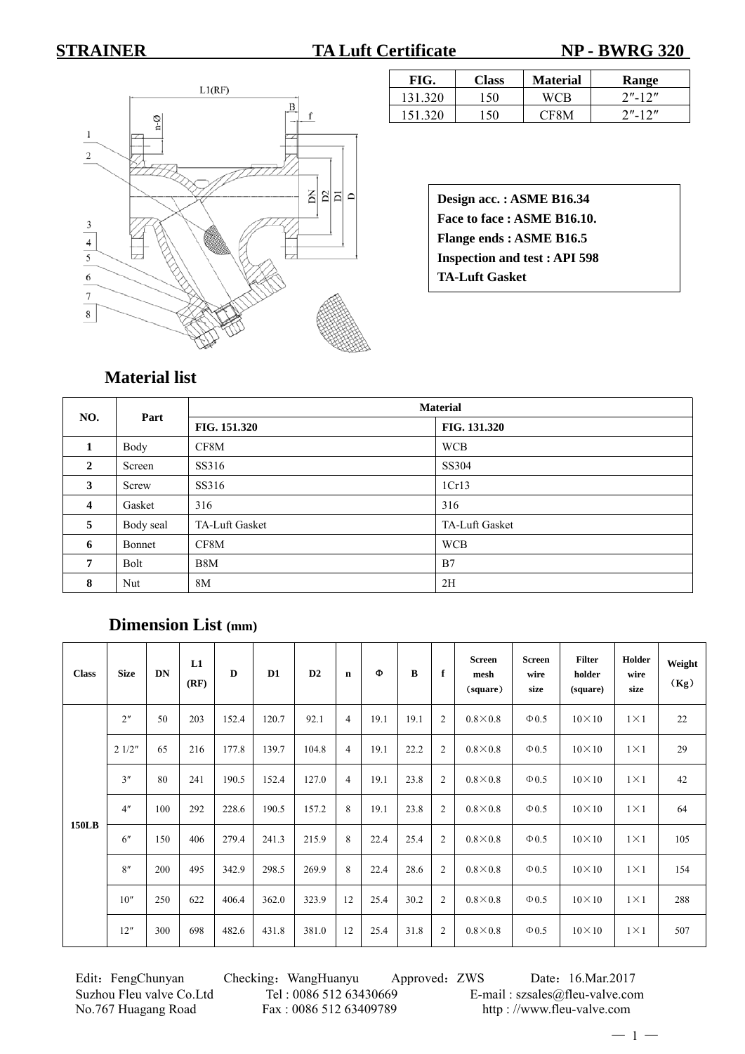# STRAINER TA Luft Certificate NP - BWRG 320

| FIG. | Class | Material | Range |
|---|---|---|---|
| 131.320 | 150 | WCB | 2″-12″ |
| 151.320 | 150 | CF8M | 2″-12″ |

**Design acc. : ASME B16.34**
**Face to face : ASME B16.10.**
**Flange ends : ASME B16.5**
**Inspection and test : API 598**
**TA-Luft Gasket**

## Material list

| NO. | Part | Material | |
|---|---|---|---|
| | | FIG. 151.320 | FIG. 131.320 |
| 1 | Body | CF8M | WCB |
| 2 | Screen | SS316 | SS304 |
| 3 | Screw | SS316 | 1Cr13 |
| 4 | Gasket | 316 | 316 |
| 5 | Body seal | TA-Luft Gasket | TA-Luft Gasket |
| 6 | Bonnet | CF8M | WCB |
| 7 | Bolt | B8M | B7 |
| 8 | Nut | 8M | 2H |

## Dimension List (mm)

| Class | Size | DN | L1 (RF) | D | D1 | D2 | n | Φ | B | f | Screen mesh （square） | Screen wire size | Filter holder (square) | Holder wire size | Weight （Kg） |
|---|---|---|---|---|---|---|---|---|---|---|---|---|---|---|---|
| 150LB | 2″ | 50 | 203 | 152.4 | 120.7 | 92.1 | 4 | 19.1 | 19.1 | 2 | 0.8×0.8 | Φ0.5 | 10×10 | 1×1 | 22 |
| | 2 1/2″ | 65 | 216 | 177.8 | 139.7 | 104.8 | 4 | 19.1 | 22.2 | 2 | 0.8×0.8 | Φ0.5 | 10×10 | 1×1 | 29 |
| | 3″ | 80 | 241 | 190.5 | 152.4 | 127.0 | 4 | 19.1 | 23.8 | 2 | 0.8×0.8 | Φ0.5 | 10×10 | 1×1 | 42 |
| | 4″ | 100 | 292 | 228.6 | 190.5 | 157.2 | 8 | 19.1 | 23.8 | 2 | 0.8×0.8 | Φ0.5 | 10×10 | 1×1 | 64 |
| | 6″ | 150 | 406 | 279.4 | 241.3 | 215.9 | 8 | 22.4 | 25.4 | 2 | 0.8×0.8 | Φ0.5 | 10×10 | 1×1 | 105 |
| | 8″ | 200 | 495 | 342.9 | 298.5 | 269.9 | 8 | 22.4 | 28.6 | 2 | 0.8×0.8 | Φ0.5 | 10×10 | 1×1 | 154 |
| | 10″ | 250 | 622 | 406.4 | 362.0 | 323.9 | 12 | 25.4 | 30.2 | 2 | 0.8×0.8 | Φ0.5 | 10×10 | 1×1 | 288 |
| | 12″ | 300 | 698 | 482.6 | 431.8 | 381.0 | 12 | 25.4 | 31.8 | 2 | 0.8×0.8 | Φ0.5 | 10×10 | 1×1 | 507 |

Edit：FengChunyan Checking：WangHuanyu Approved：ZWS Date：16.Mar.2017
Suzhou Fleu valve Co.Ltd Tel : 0086 512 63430669 E-mail : szsales@fleu-valve.com
No.767 Huagang Road Fax : 0086 512 63409789 http : //www.fleu-valve.com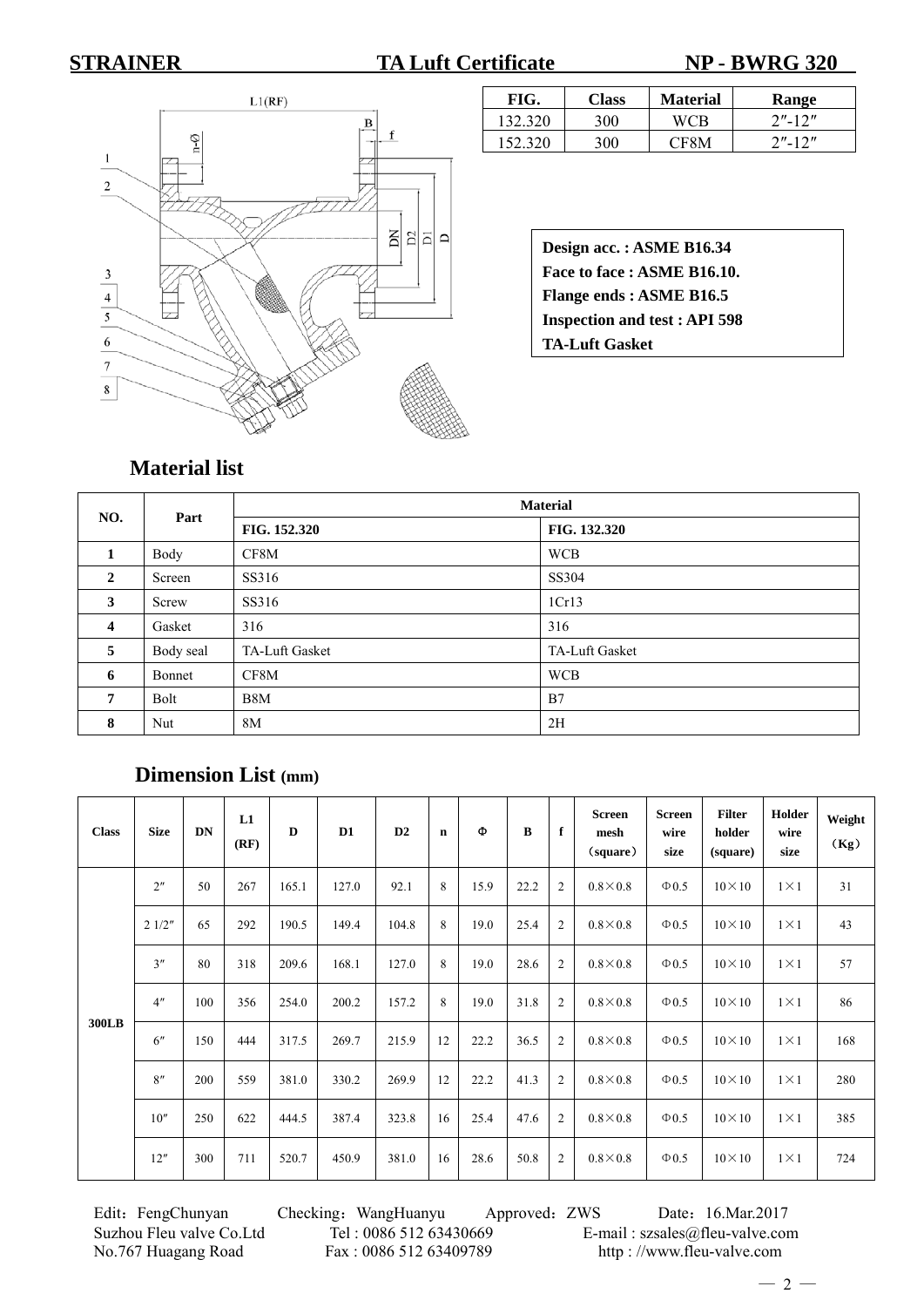**STRAINER** **TA Luft Certificate** **NP - BWRG 320**

| FIG. | Class | Material | Range |
|---|---|---|---|
| 132.320 | 300 | WCB | 2″-12″ |
| 152.320 | 300 | CF8M | 2″-12″ |

**Design acc. : ASME B16.34**
**Face to face : ASME B16.10.**
**Flange ends : ASME B16.5**
**Inspection and test : API 598**
**TA-Luft Gasket**

## Material list

| NO. | Part | Material | |
|---|---|---|---|
| | | FIG. 152.320 | FIG. 132.320 |
| 1 | Body | CF8M | WCB |
| 2 | Screen | SS316 | SS304 |
| 3 | Screw | SS316 | 1Cr13 |
| 4 | Gasket | 316 | 316 |
| 5 | Body seal | TA-Luft Gasket | TA-Luft Gasket |
| 6 | Bonnet | CF8M | WCB |
| 7 | Bolt | B8M | B7 |
| 8 | Nut | 8M | 2H |

## Dimension List (mm)

| Class | Size | DN | L1 (RF) | D | D1 | D2 | n | Φ | B | f | Screen mesh (square) | Screen wire size | Filter holder (square) | Holder wire size | Weight (Kg) |
|---|---|---|---|---|---|---|---|---|---|---|---|---|---|---|---|
| 300LB | 2″ | 50 | 267 | 165.1 | 127.0 | 92.1 | 8 | 15.9 | 22.2 | 2 | 0.8×0.8 | Φ0.5 | 10×10 | 1×1 | 31 |
| | 2 1/2″ | 65 | 292 | 190.5 | 149.4 | 104.8 | 8 | 19.0 | 25.4 | 2 | 0.8×0.8 | Φ0.5 | 10×10 | 1×1 | 43 |
| | 3″ | 80 | 318 | 209.6 | 168.1 | 127.0 | 8 | 19.0 | 28.6 | 2 | 0.8×0.8 | Φ0.5 | 10×10 | 1×1 | 57 |
| | 4″ | 100 | 356 | 254.0 | 200.2 | 157.2 | 8 | 19.0 | 31.8 | 2 | 0.8×0.8 | Φ0.5 | 10×10 | 1×1 | 86 |
| | 6″ | 150 | 444 | 317.5 | 269.7 | 215.9 | 12 | 22.2 | 36.5 | 2 | 0.8×0.8 | Φ0.5 | 10×10 | 1×1 | 168 |
| | 8″ | 200 | 559 | 381.0 | 330.2 | 269.9 | 12 | 22.2 | 41.3 | 2 | 0.8×0.8 | Φ0.5 | 10×10 | 1×1 | 280 |
| | 10″ | 250 | 622 | 444.5 | 387.4 | 323.8 | 16 | 25.4 | 47.6 | 2 | 0.8×0.8 | Φ0.5 | 10×10 | 1×1 | 385 |
| | 12″ | 300 | 711 | 520.7 | 450.9 | 381.0 | 16 | 28.6 | 50.8 | 2 | 0.8×0.8 | Φ0.5 | 10×10 | 1×1 | 724 |

Edit：FengChunyan Checking：WangHuanyu Approved：ZWS Date：16.Mar.2017
Suzhou Fleu valve Co.Ltd Tel : 0086 512 63430669 E-mail : szsales@fleu-valve.com
No.767 Huagang Road Fax : 0086 512 63409789 http : //www.fleu-valve.com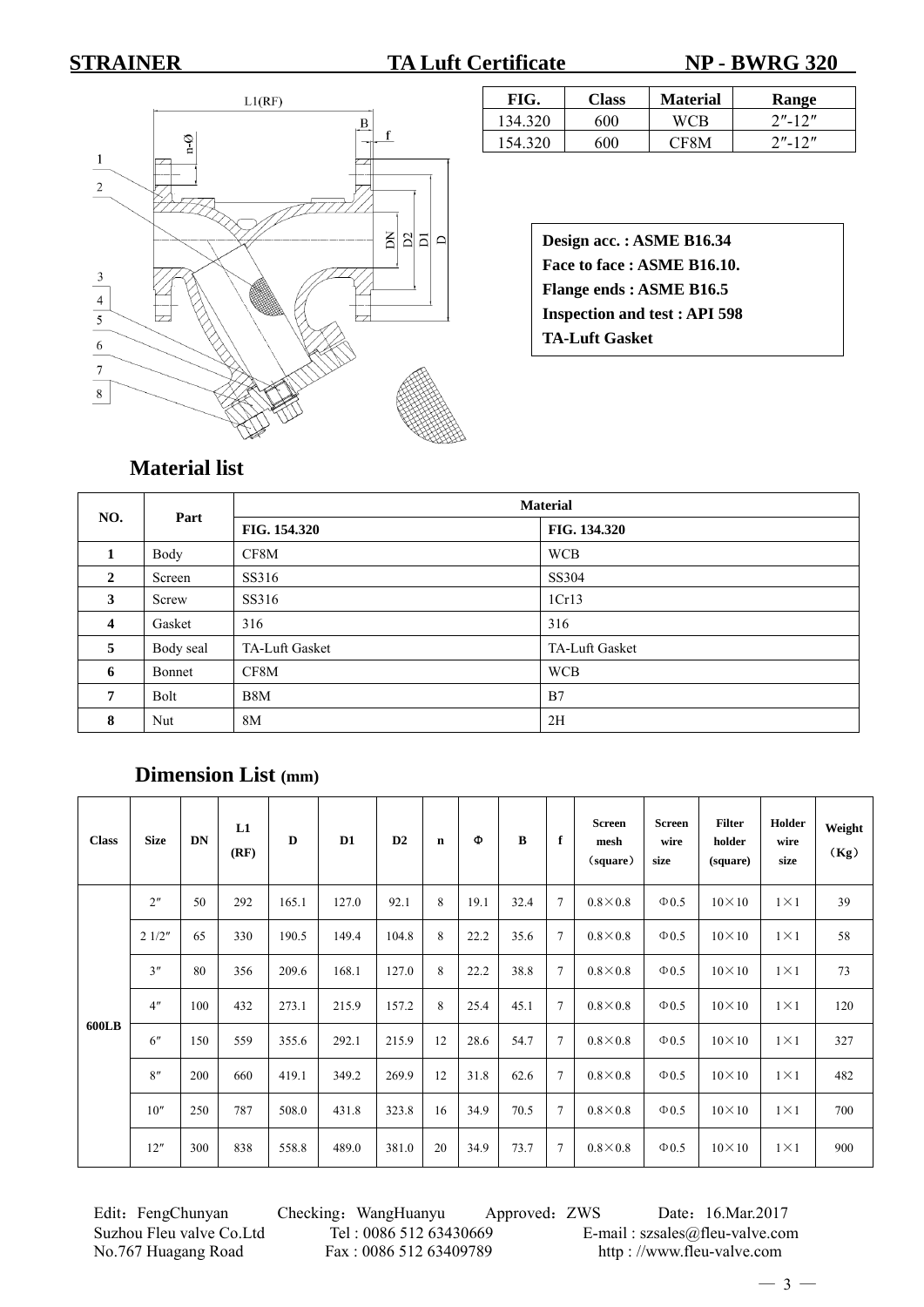**STRAINER** **TA Luft Certificate** **NP - BWRG 320**

| FIG. | Class | Material | Range |
|---|---|---|---|
| 134.320 | 600 | WCB | 2″-12″ |
| 154.320 | 600 | CF8M | 2″-12″ |

L1(RF)
B
f
n-Ø
1
2
3
4
5
6
7
8
DN
D2
D1
D

**Design acc. : ASME B16.34**
**Face to face : ASME B16.10.**
**Flange ends : ASME B16.5**
**Inspection and test : API 598**
**TA-Luft Gasket**

## Material list

| NO. | Part | Material | |
|---|---|---|---|
| | | FIG. 154.320 | FIG. 134.320 |
| 1 | Body | CF8M | WCB |
| 2 | Screen | SS316 | SS304 |
| 3 | Screw | SS316 | 1Cr13 |
| 4 | Gasket | 316 | 316 |
| 5 | Body seal | TA-Luft Gasket | TA-Luft Gasket |
| 6 | Bonnet | CF8M | WCB |
| 7 | Bolt | B8M | B7 |
| 8 | Nut | 8M | 2H |

## Dimension List (mm)

| Class | Size | DN | L1 (RF) | D | D1 | D2 | n | Φ | B | f | Screen mesh (square) | Screen wire size | Filter holder (square) | Holder wire size | Weight (Kg) |
|---|---|---|---|---|---|---|---|---|---|---|---|---|---|---|---|
| 600LB | 2″ | 50 | 292 | 165.1 | 127.0 | 92.1 | 8 | 19.1 | 32.4 | 7 | 0.8×0.8 | Φ0.5 | 10×10 | 1×1 | 39 |
| | 2 1/2″ | 65 | 330 | 190.5 | 149.4 | 104.8 | 8 | 22.2 | 35.6 | 7 | 0.8×0.8 | Φ0.5 | 10×10 | 1×1 | 58 |
| | 3″ | 80 | 356 | 209.6 | 168.1 | 127.0 | 8 | 22.2 | 38.8 | 7 | 0.8×0.8 | Φ0.5 | 10×10 | 1×1 | 73 |
| | 4″ | 100 | 432 | 273.1 | 215.9 | 157.2 | 8 | 25.4 | 45.1 | 7 | 0.8×0.8 | Φ0.5 | 10×10 | 1×1 | 120 |
| | 6″ | 150 | 559 | 355.6 | 292.1 | 215.9 | 12 | 28.6 | 54.7 | 7 | 0.8×0.8 | Φ0.5 | 10×10 | 1×1 | 327 |
| | 8″ | 200 | 660 | 419.1 | 349.2 | 269.9 | 12 | 31.8 | 62.6 | 7 | 0.8×0.8 | Φ0.5 | 10×10 | 1×1 | 482 |
| | 10″ | 250 | 787 | 508.0 | 431.8 | 323.8 | 16 | 34.9 | 70.5 | 7 | 0.8×0.8 | Φ0.5 | 10×10 | 1×1 | 700 |
| | 12″ | 300 | 838 | 558.8 | 489.0 | 381.0 | 20 | 34.9 | 73.7 | 7 | 0.8×0.8 | Φ0.5 | 10×10 | 1×1 | 900 |

Edit：FengChunyan Checking：WangHuanyu Approved：ZWS Date：16.Mar.2017
Suzhou Fleu valve Co.Ltd Tel : 0086 512 63430669 E-mail : szsales@fleu-valve.com
No.767 Huagang Road Fax : 0086 512 63409789 http : //www.fleu-valve.com